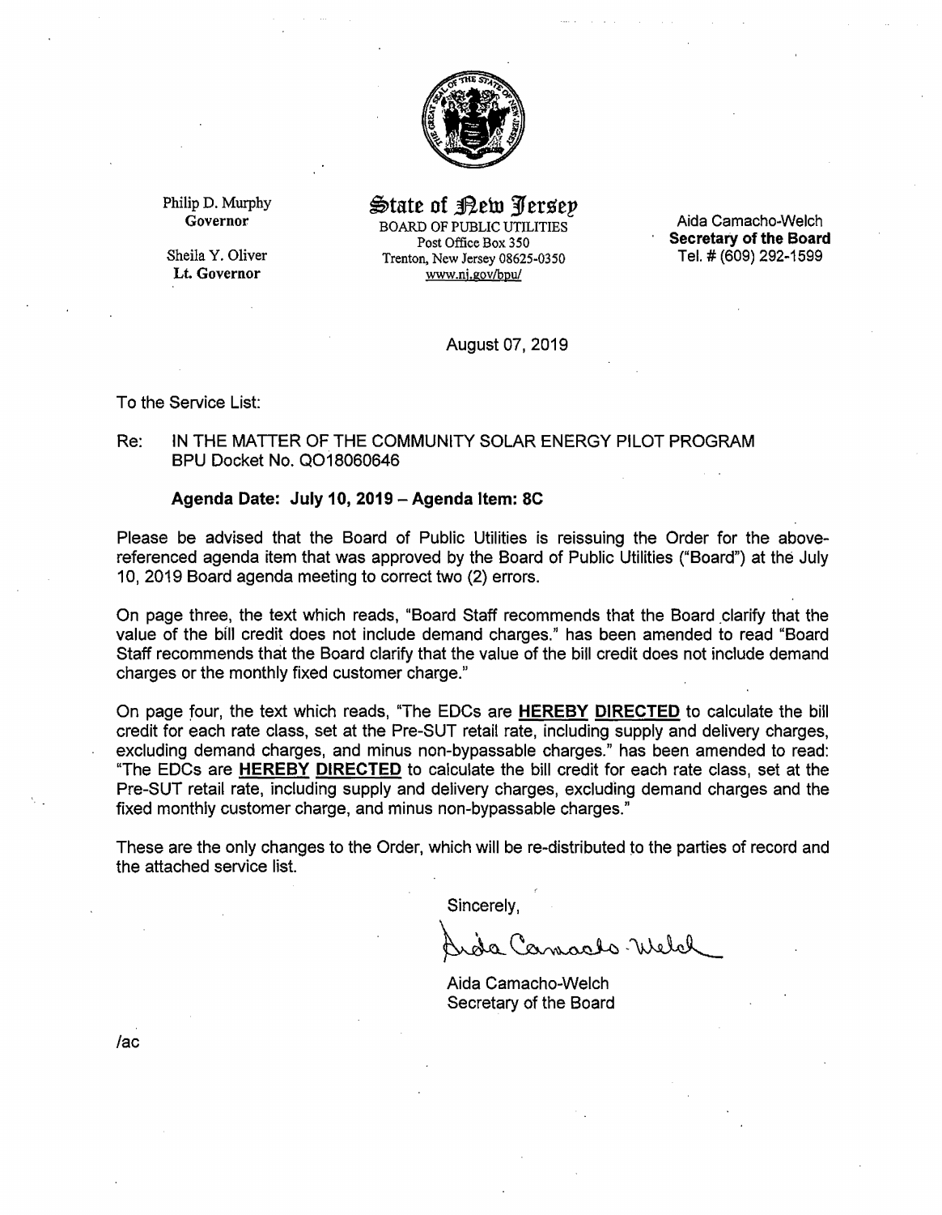Philip D. Murphy
**Governor**

Sheila Y. Oliver
**Lt. Governor**

**State of New Jersey**
BOARD OF PUBLIC UTILITIES
Post Office Box 350
Trenton, New Jersey 08625-0350
www.nj.gov/bpu/

Aida Camacho-Welch
**Secretary of the Board**
Tel. # (609) 292-1599

August 07, 2019

To the Service List:

Re: IN THE MATTER OF THE COMMUNITY SOLAR ENERGY PILOT PROGRAM
BPU Docket No. QO18060646

**Agenda Date: July 10, 2019 – Agenda Item: 8C**

Please be advised that the Board of Public Utilities is reissuing the Order for the above-referenced agenda item that was approved by the Board of Public Utilities ("Board") at the July 10, 2019 Board agenda meeting to correct two (2) errors.

On page three, the text which reads, "Board Staff recommends that the Board clarify that the value of the bill credit does not include demand charges." has been amended to read "Board Staff recommends that the Board clarify that the value of the bill credit does not include demand charges or the monthly fixed customer charge."

On page four, the text which reads, "The EDCs are **HEREBY DIRECTED** to calculate the bill credit for each rate class, set at the Pre-SUT retail rate, including supply and delivery charges, excluding demand charges, and minus non-bypassable charges." has been amended to read: "The EDCs are **HEREBY DIRECTED** to calculate the bill credit for each rate class, set at the Pre-SUT retail rate, including supply and delivery charges, excluding demand charges and the fixed monthly customer charge, and minus non-bypassable charges."

These are the only changes to the Order, which will be re-distributed to the parties of record and the attached service list.

Sincerely,

Aida Camacho-Welch

Aida Camacho-Welch
Secretary of the Board

/ac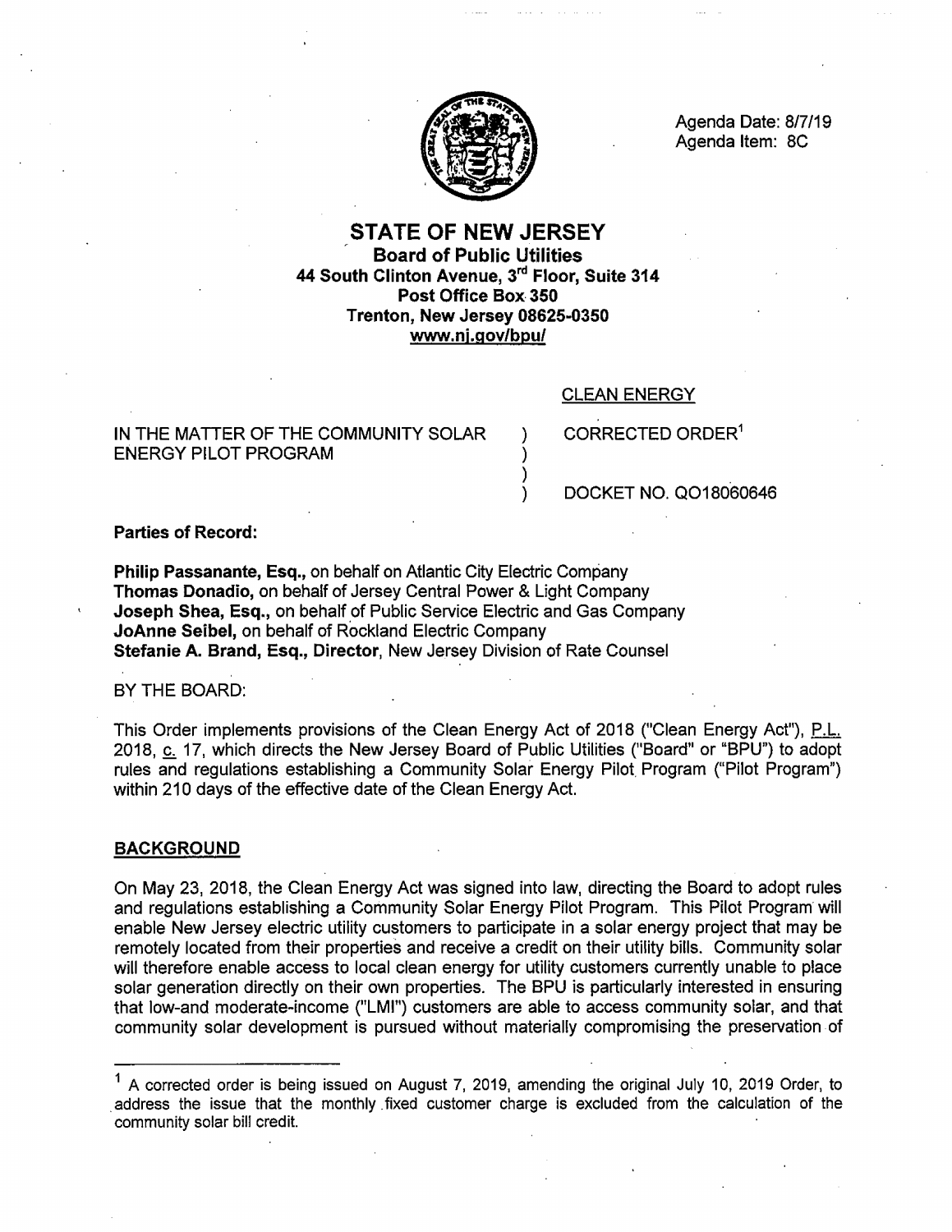Agenda Date: 8/7/19
Agenda Item: 8C

# STATE OF NEW JERSEY

**Board of Public Utilities**
**44 South Clinton Avenue, 3rd Floor, Suite 314**
**Post Office Box 350**
**Trenton, New Jersey 08625-0350**
**www.nj.gov/bpu/**

CLEAN ENERGY

IN THE MATTER OF THE COMMUNITY SOLAR ENERGY PILOT PROGRAM ) CORRECTED ORDER[1]

) DOCKET NO. QO18060646

**Parties of Record:**

**Philip Passanante, Esq.,** on behalf on Atlantic City Electric Company
**Thomas Donadio,** on behalf of Jersey Central Power & Light Company
**Joseph Shea, Esq.,** on behalf of Public Service Electric and Gas Company
**JoAnne Seibel,** on behalf of Rockland Electric Company
**Stefanie A. Brand, Esq., Director,** New Jersey Division of Rate Counsel

BY THE BOARD:

This Order implements provisions of the Clean Energy Act of 2018 ("Clean Energy Act"), P.L. 2018, c. 17, which directs the New Jersey Board of Public Utilities ("Board" or "BPU") to adopt rules and regulations establishing a Community Solar Energy Pilot Program ("Pilot Program") within 210 days of the effective date of the Clean Energy Act.

## BACKGROUND

On May 23, 2018, the Clean Energy Act was signed into law, directing the Board to adopt rules and regulations establishing a Community Solar Energy Pilot Program. This Pilot Program will enable New Jersey electric utility customers to participate in a solar energy project that may be remotely located from their properties and receive a credit on their utility bills. Community solar will therefore enable access to local clean energy for utility customers currently unable to place solar generation directly on their own properties. The BPU is particularly interested in ensuring that low-and moderate-income ("LMI") customers are able to access community solar, and that community solar development is pursued without materially compromising the preservation of

[1] A corrected order is being issued on August 7, 2019, amending the original July 10, 2019 Order, to address the issue that the monthly fixed customer charge is excluded from the calculation of the community solar bill credit.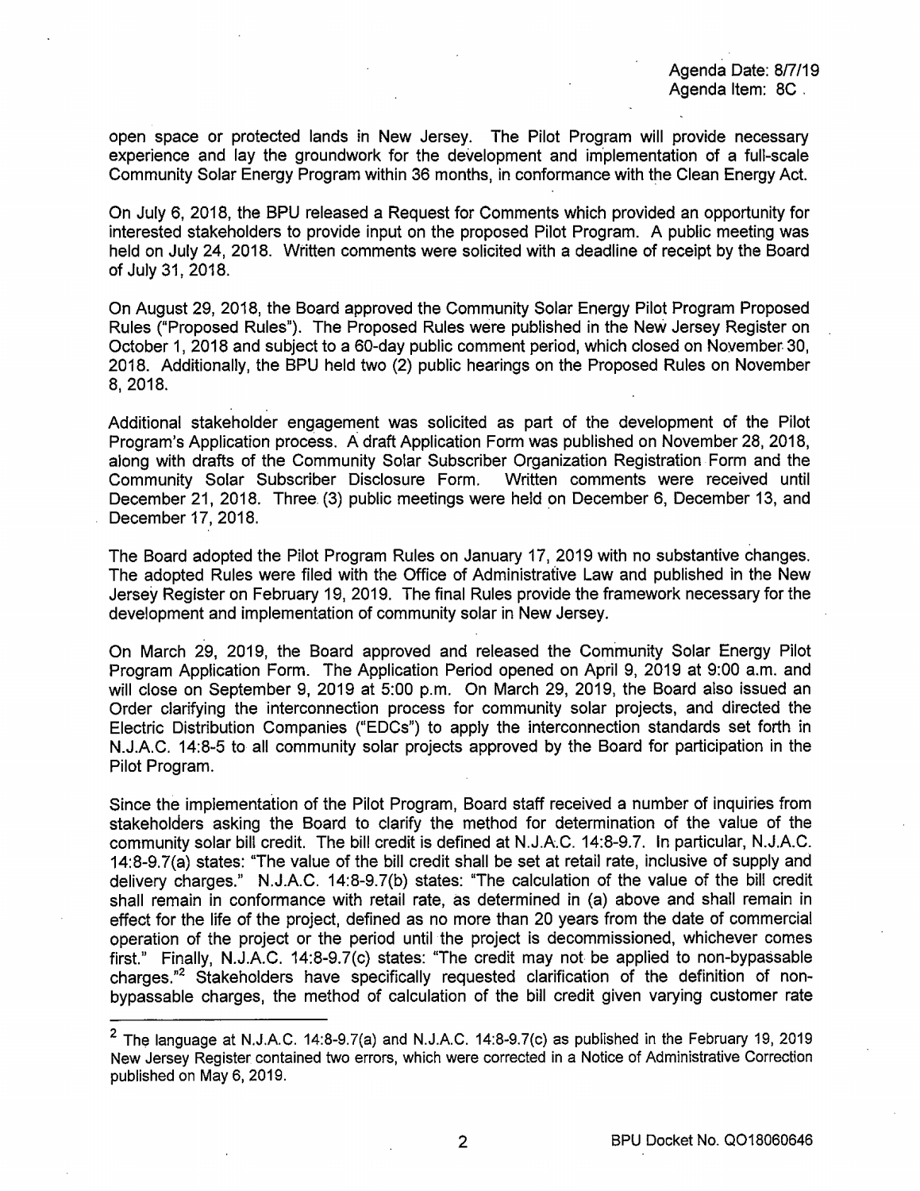open space or protected lands in New Jersey. The Pilot Program will provide necessary experience and lay the groundwork for the development and implementation of a full-scale Community Solar Energy Program within 36 months, in conformance with the Clean Energy Act.

On July 6, 2018, the BPU released a Request for Comments which provided an opportunity for interested stakeholders to provide input on the proposed Pilot Program. A public meeting was held on July 24, 2018. Written comments were solicited with a deadline of receipt by the Board of July 31, 2018.

On August 29, 2018, the Board approved the Community Solar Energy Pilot Program Proposed Rules ("Proposed Rules"). The Proposed Rules were published in the New Jersey Register on October 1, 2018 and subject to a 60-day public comment period, which closed on November 30, 2018. Additionally, the BPU held two (2) public hearings on the Proposed Rules on November 8, 2018.

Additional stakeholder engagement was solicited as part of the development of the Pilot Program's Application process. A draft Application Form was published on November 28, 2018, along with drafts of the Community Solar Subscriber Organization Registration Form and the Community Solar Subscriber Disclosure Form. Written comments were received until December 21, 2018. Three (3) public meetings were held on December 6, December 13, and December 17, 2018.

The Board adopted the Pilot Program Rules on January 17, 2019 with no substantive changes. The adopted Rules were filed with the Office of Administrative Law and published in the New Jersey Register on February 19, 2019. The final Rules provide the framework necessary for the development and implementation of community solar in New Jersey.

On March 29, 2019, the Board approved and released the Community Solar Energy Pilot Program Application Form. The Application Period opened on April 9, 2019 at 9:00 a.m. and will close on September 9, 2019 at 5:00 p.m. On March 29, 2019, the Board also issued an Order clarifying the interconnection process for community solar projects, and directed the Electric Distribution Companies ("EDCs") to apply the interconnection standards set forth in N.J.A.C. 14:8-5 to all community solar projects approved by the Board for participation in the Pilot Program.

Since the implementation of the Pilot Program, Board staff received a number of inquiries from stakeholders asking the Board to clarify the method for determination of the value of the community solar bill credit. The bill credit is defined at N.J.A.C. 14:8-9.7. In particular, N.J.A.C. 14:8-9.7(a) states: "The value of the bill credit shall be set at retail rate, inclusive of supply and delivery charges." N.J.A.C. 14:8-9.7(b) states: "The calculation of the value of the bill credit shall remain in conformance with retail rate, as determined in (a) above and shall remain in effect for the life of the project, defined as no more than 20 years from the date of commercial operation of the project or the period until the project is decommissioned, whichever comes first." Finally, N.J.A.C. 14:8-9.7(c) states: "The credit may not be applied to non-bypassable charges."[2] Stakeholders have specifically requested clarification of the definition of non-bypassable charges, the method of calculation of the bill credit given varying customer rate

[2] The language at N.J.A.C. 14:8-9.7(a) and N.J.A.C. 14:8-9.7(c) as published in the February 19, 2019 New Jersey Register contained two errors, which were corrected in a Notice of Administrative Correction published on May 6, 2019.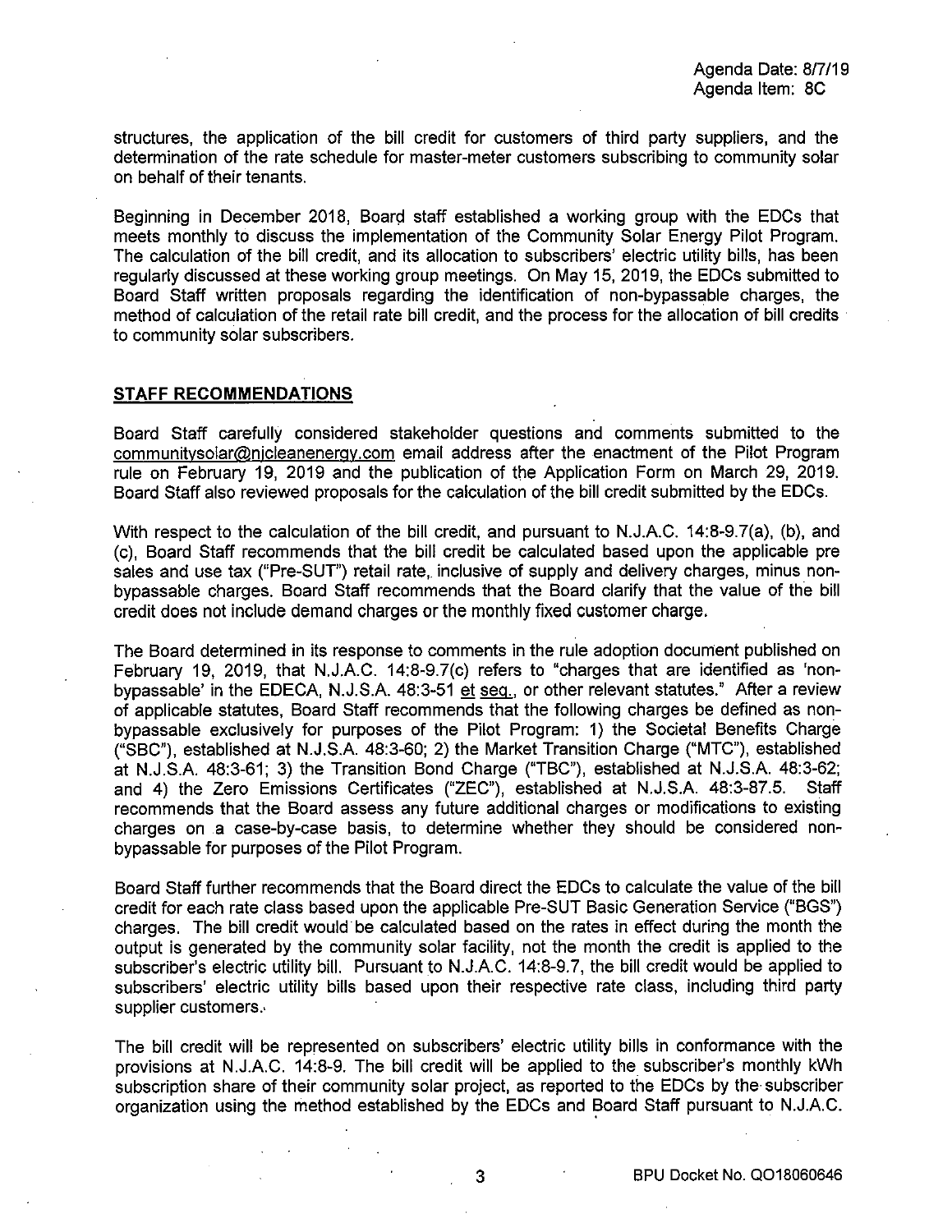structures, the application of the bill credit for customers of third party suppliers, and the determination of the rate schedule for master-meter customers subscribing to community solar on behalf of their tenants.

Beginning in December 2018, Board staff established a working group with the EDCs that meets monthly to discuss the implementation of the Community Solar Energy Pilot Program. The calculation of the bill credit, and its allocation to subscribers' electric utility bills, has been regularly discussed at these working group meetings. On May 15, 2019, the EDCs submitted to Board Staff written proposals regarding the identification of non-bypassable charges, the method of calculation of the retail rate bill credit, and the process for the allocation of bill credits to community solar subscribers.

## STAFF RECOMMENDATIONS

Board Staff carefully considered stakeholder questions and comments submitted to the communitysolar@njcleanenergy.com email address after the enactment of the Pilot Program rule on February 19, 2019 and the publication of the Application Form on March 29, 2019. Board Staff also reviewed proposals for the calculation of the bill credit submitted by the EDCs.

With respect to the calculation of the bill credit, and pursuant to N.J.A.C. 14:8-9.7(a), (b), and (c), Board Staff recommends that the bill credit be calculated based upon the applicable pre sales and use tax ("Pre-SUT") retail rate, inclusive of supply and delivery charges, minus non-bypassable charges. Board Staff recommends that the Board clarify that the value of the bill credit does not include demand charges or the monthly fixed customer charge.

The Board determined in its response to comments in the rule adoption document published on February 19, 2019, that N.J.A.C. 14:8-9.7(c) refers to "charges that are identified as 'non-bypassable' in the EDECA, N.J.S.A. 48:3-51 et seq., or other relevant statutes." After a review of applicable statutes, Board Staff recommends that the following charges be defined as non-bypassable exclusively for purposes of the Pilot Program: 1) the Societal Benefits Charge ("SBC"), established at N.J.S.A. 48:3-60; 2) the Market Transition Charge ("MTC"), established at N.J.S.A. 48:3-61; 3) the Transition Bond Charge ("TBC"), established at N.J.S.A. 48:3-62; and 4) the Zero Emissions Certificates ("ZEC"), established at N.J.S.A. 48:3-87.5. Staff recommends that the Board assess any future additional charges or modifications to existing charges on a case-by-case basis, to determine whether they should be considered non-bypassable for purposes of the Pilot Program.

Board Staff further recommends that the Board direct the EDCs to calculate the value of the bill credit for each rate class based upon the applicable Pre-SUT Basic Generation Service ("BGS") charges. The bill credit would be calculated based on the rates in effect during the month the output is generated by the community solar facility, not the month the credit is applied to the subscriber's electric utility bill. Pursuant to N.J.A.C. 14:8-9.7, the bill credit would be applied to subscribers' electric utility bills based upon their respective rate class, including third party supplier customers.

The bill credit will be represented on subscribers' electric utility bills in conformance with the provisions at N.J.A.C. 14:8-9. The bill credit will be applied to the subscriber's monthly kWh subscription share of their community solar project, as reported to the EDCs by the subscriber organization using the method established by the EDCs and Board Staff pursuant to N.J.A.C.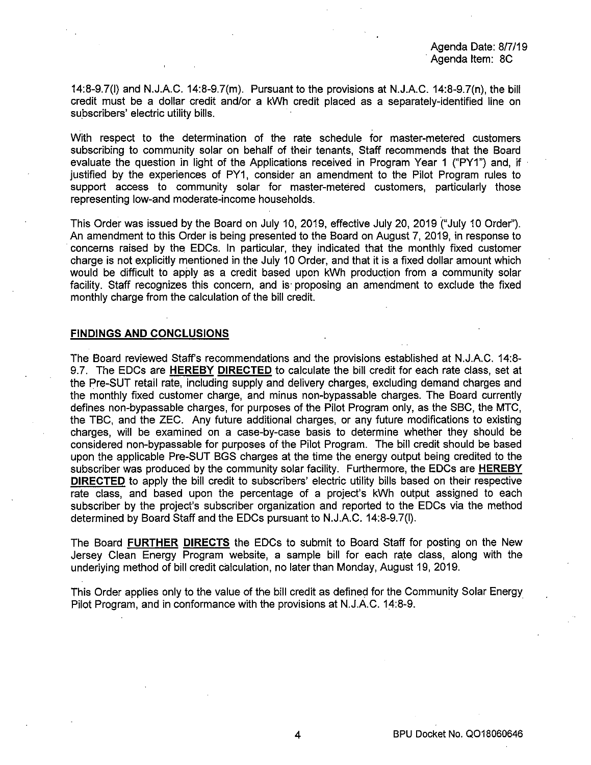14:8-9.7(l) and N.J.A.C. 14:8-9.7(m). Pursuant to the provisions at N.J.A.C. 14:8-9.7(n), the bill credit must be a dollar credit and/or a kWh credit placed as a separately-identified line on subscribers' electric utility bills.

With respect to the determination of the rate schedule for master-metered customers subscribing to community solar on behalf of their tenants, Staff recommends that the Board evaluate the question in light of the Applications received in Program Year 1 ("PY1") and, if justified by the experiences of PY1, consider an amendment to the Pilot Program rules to support access to community solar for master-metered customers, particularly those representing low-and moderate-income households.

This Order was issued by the Board on July 10, 2019, effective July 20, 2019 ("July 10 Order"). An amendment to this Order is being presented to the Board on August 7, 2019, in response to concerns raised by the EDCs. In particular, they indicated that the monthly fixed customer charge is not explicitly mentioned in the July 10 Order, and that it is a fixed dollar amount which would be difficult to apply as a credit based upon kWh production from a community solar facility. Staff recognizes this concern, and is proposing an amendment to exclude the fixed monthly charge from the calculation of the bill credit.

## FINDINGS AND CONCLUSIONS

The Board reviewed Staff's recommendations and the provisions established at N.J.A.C. 14:8-9.7. The EDCs are **HEREBY DIRECTED** to calculate the bill credit for each rate class, set at the Pre-SUT retail rate, including supply and delivery charges, excluding demand charges and the monthly fixed customer charge, and minus non-bypassable charges. The Board currently defines non-bypassable charges, for purposes of the Pilot Program only, as the SBC, the MTC, the TBC, and the ZEC. Any future additional charges, or any future modifications to existing charges, will be examined on a case-by-case basis to determine whether they should be considered non-bypassable for purposes of the Pilot Program. The bill credit should be based upon the applicable Pre-SUT BGS charges at the time the energy output being credited to the subscriber was produced by the community solar facility. Furthermore, the EDCs are **HEREBY DIRECTED** to apply the bill credit to subscribers' electric utility bills based on their respective rate class, and based upon the percentage of a project's kWh output assigned to each subscriber by the project's subscriber organization and reported to the EDCs via the method determined by Board Staff and the EDCs pursuant to N.J.A.C. 14:8-9.7(l).

The Board **FURTHER DIRECTS** the EDCs to submit to Board Staff for posting on the New Jersey Clean Energy Program website, a sample bill for each rate class, along with the underlying method of bill credit calculation, no later than Monday, August 19, 2019.

This Order applies only to the value of the bill credit as defined for the Community Solar Energy Pilot Program, and in conformance with the provisions at N.J.A.C. 14:8-9.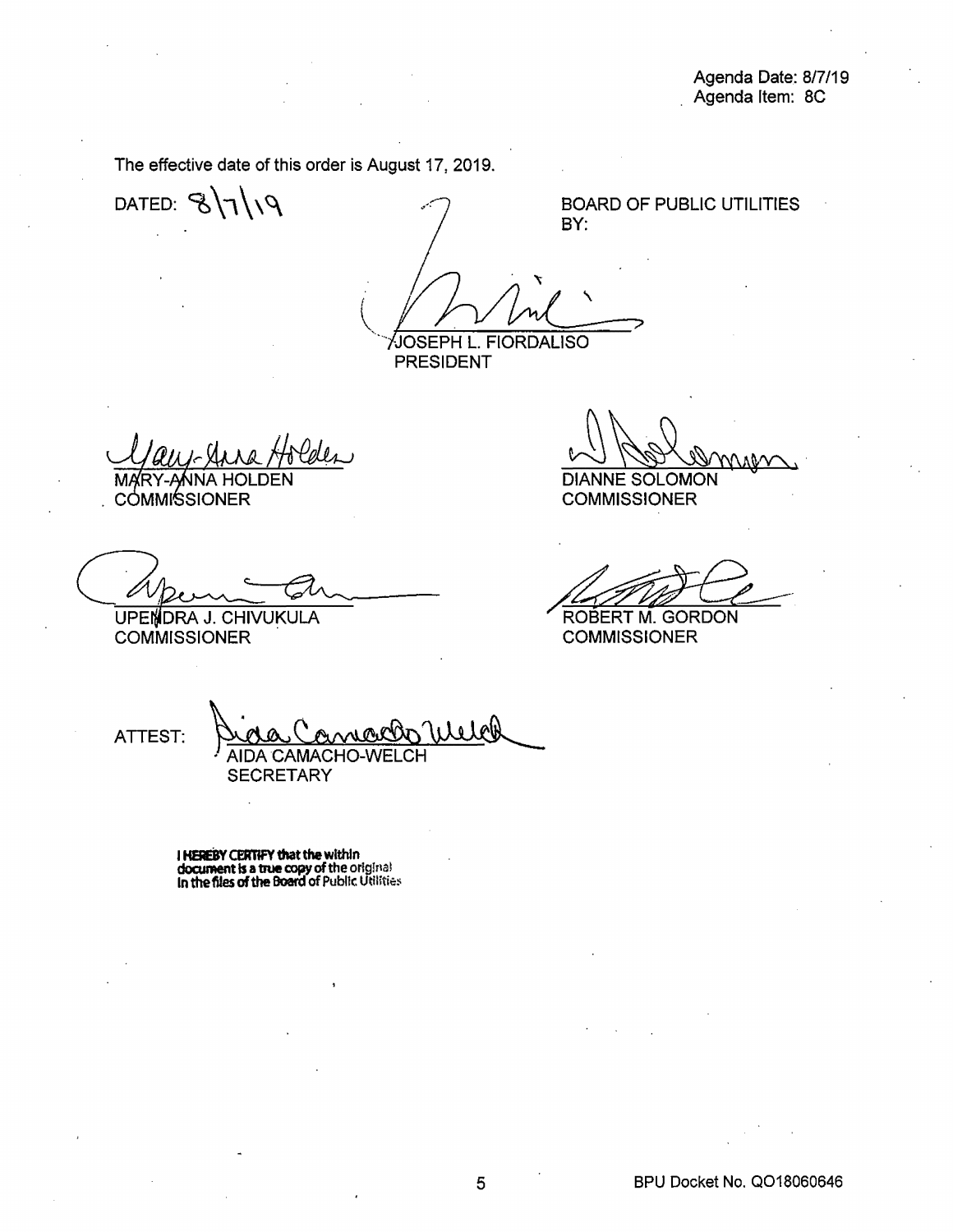Agenda Date: 8/7/19
Agenda Item: 8C

The effective date of this order is August 17, 2019.

DATED: 8/7/19

BOARD OF PUBLIC UTILITIES
BY:

JOSEPH L. FIORDALISO
PRESIDENT

MARY-ANNA HOLDEN
COMMISSIONER

DIANNE SOLOMON
COMMISSIONER

UPENDRA J. CHIVUKULA
COMMISSIONER

ROBERT M. GORDON
COMMISSIONER

ATTEST:

AIDA CAMACHO-WELCH
SECRETARY

**I HEREBY CERTIFY that the within document is a true copy of the original in the files of the Board of Public Utilities**

BPU Docket No. QO18060646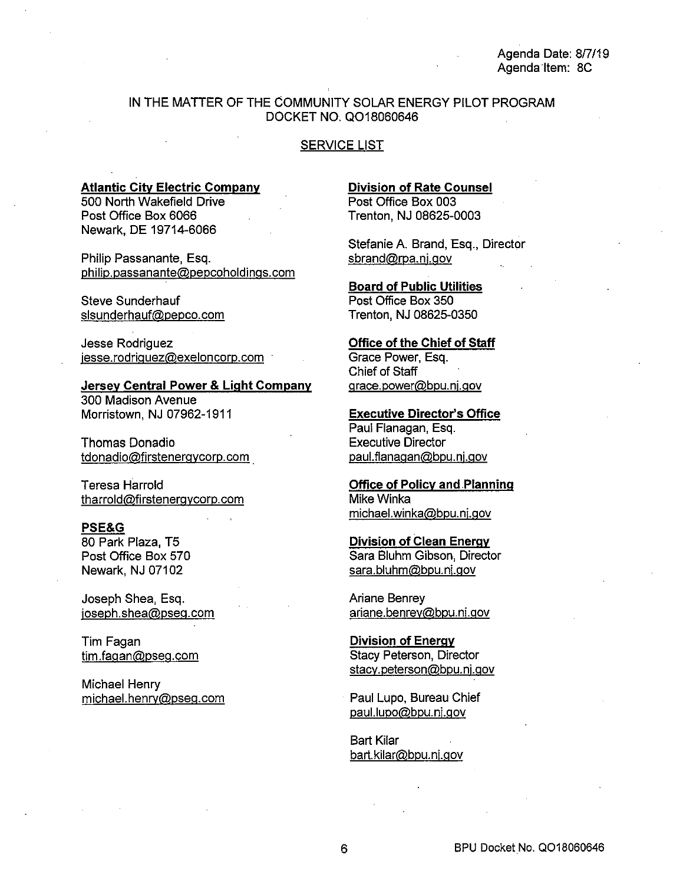Agenda Date: 8/7/19
Agenda Item: 8C

IN THE MATTER OF THE COMMUNITY SOLAR ENERGY PILOT PROGRAM
DOCKET NO. QO18060646

SERVICE LIST

**Atlantic City Electric Company**
500 North Wakefield Drive
Post Office Box 6066
Newark, DE 19714-6066

Philip Passanante, Esq.
philip.passanante@pepcoholdings.com

Steve Sunderhauf
slsunderhauf@pepco.com

Jesse Rodriguez
jesse.rodriguez@exeloncorp.com

**Jersey Central Power & Light Company**
300 Madison Avenue
Morristown, NJ 07962-1911

Thomas Donadio
tdonadio@firstenergycorp.com

Teresa Harrold
tharrold@firstenergycorp.com

**PSE&G**
80 Park Plaza, T5
Post Office Box 570
Newark, NJ 07102

Joseph Shea, Esq.
joseph.shea@pseg.com

Tim Fagan
tim.fagan@pseg.com

Michael Henry
michael.henry@pseg.com

**Division of Rate Counsel**
Post Office Box 003
Trenton, NJ 08625-0003

Stefanie A. Brand, Esq., Director
sbrand@rpa.nj.gov

**Board of Public Utilities**
Post Office Box 350
Trenton, NJ 08625-0350

**Office of the Chief of Staff**
Grace Power, Esq.
Chief of Staff
grace.power@bpu.nj.gov

**Executive Director's Office**
Paul Flanagan, Esq.
Executive Director
paul.flanagan@bpu.nj.gov

**Office of Policy and Planning**
Mike Winka
michael.winka@bpu.nj.gov

**Division of Clean Energy**
Sara Bluhm Gibson, Director
sara.bluhm@bpu.nj.gov

Ariane Benrey
ariane.benrey@bpu.nj.gov

**Division of Energy**
Stacy Peterson, Director
stacy.peterson@bpu.nj.gov

Paul Lupo, Bureau Chief
paul.lupo@bpu.nj.gov

Bart Kilar
bart.kilar@bpu.nj.gov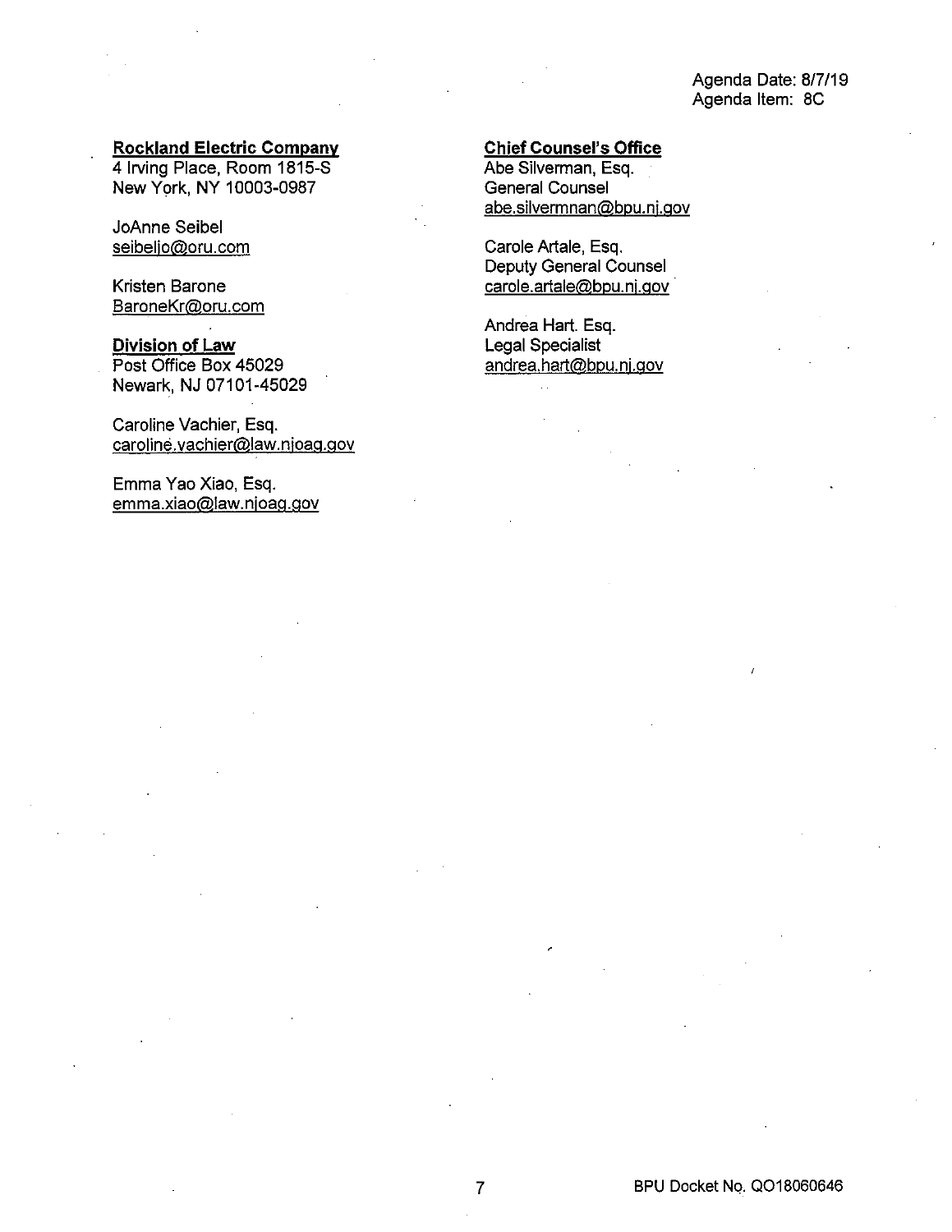Agenda Date: 8/7/19
Agenda Item: 8C

**Rockland Electric Company**
4 Irving Place, Room 1815-S
New York, NY 10003-0987

JoAnne Seibel
seibeljo@oru.com

Kristen Barone
BaroneKr@oru.com

**Division of Law**
Post Office Box 45029
Newark, NJ 07101-45029

Caroline Vachier, Esq.
caroline.vachier@law.njoag.gov

Emma Yao Xiao, Esq.
emma.xiao@law.njoag.gov

**Chief Counsel's Office**
Abe Silverman, Esq.
General Counsel
abe.silvermnan@bpu.nj.gov

Carole Artale, Esq.
Deputy General Counsel
carole.artale@bpu.nj.gov

Andrea Hart. Esq.
Legal Specialist
andrea.hart@bpu.nj.gov

BPU Docket No. QO18060646